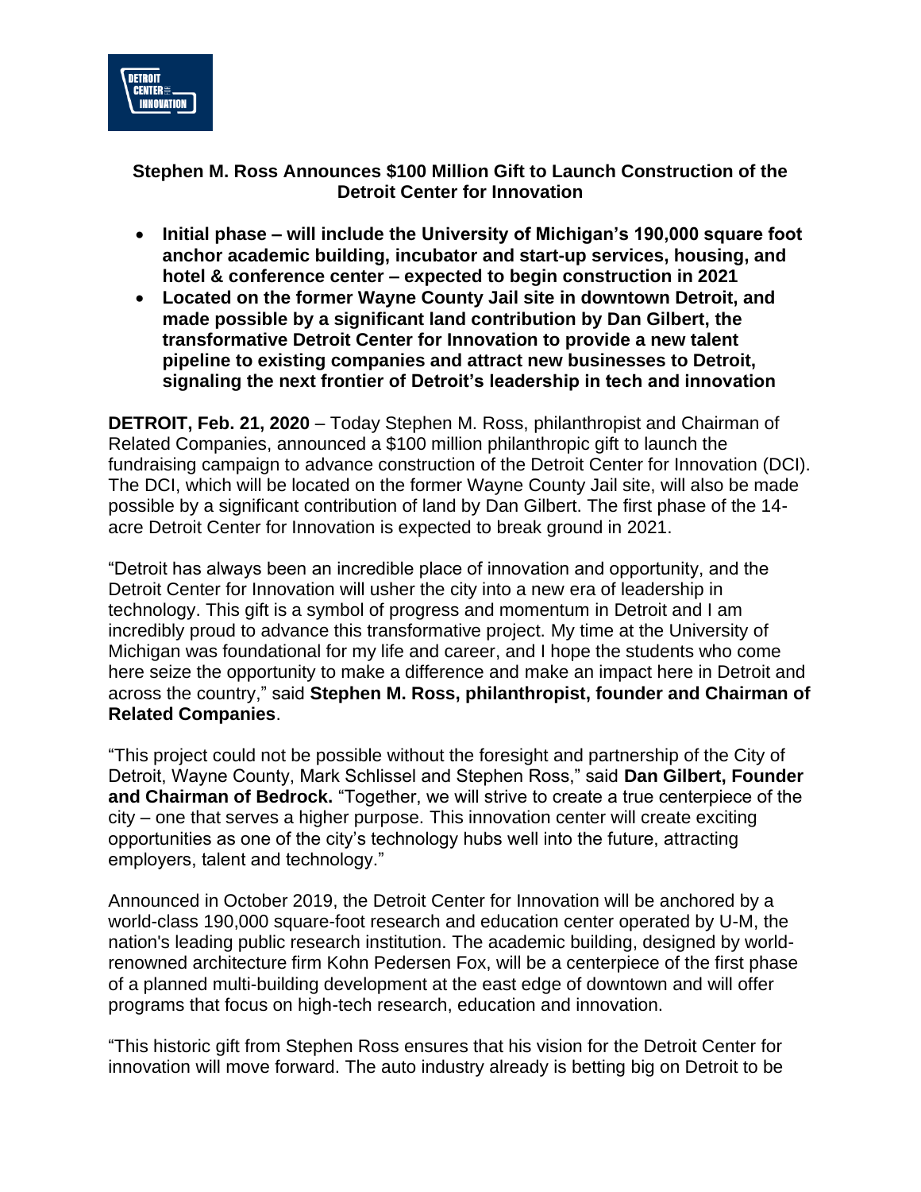**Stephen M. Ross Announces $100 Million Gift to Launch Construction of the Detroit Center for Innovation**

- **Initial phase – will include the University of Michigan's 190,000 square foot anchor academic building, incubator and start-up services, housing, and hotel & conference center – expected to begin construction in 2021**
- **Located on the former Wayne County Jail site in downtown Detroit, and made possible by a significant land contribution by Dan Gilbert, the transformative Detroit Center for Innovation to provide a new talent pipeline to existing companies and attract new businesses to Detroit, signaling the next frontier of Detroit's leadership in tech and innovation**

**DETROIT, Feb. 21, 2020** – Today Stephen M. Ross, philanthropist and Chairman of Related Companies, announced a $100 million philanthropic gift to launch the fundraising campaign to advance construction of the Detroit Center for Innovation (DCI). The DCI, which will be located on the former Wayne County Jail site, will also be made possible by a significant contribution of land by Dan Gilbert. The first phase of the 14-acre Detroit Center for Innovation is expected to break ground in 2021.

"Detroit has always been an incredible place of innovation and opportunity, and the Detroit Center for Innovation will usher the city into a new era of leadership in technology. This gift is a symbol of progress and momentum in Detroit and I am incredibly proud to advance this transformative project. My time at the University of Michigan was foundational for my life and career, and I hope the students who come here seize the opportunity to make a difference and make an impact here in Detroit and across the country," said **Stephen M. Ross, philanthropist, founder and Chairman of Related Companies**.

"This project could not be possible without the foresight and partnership of the City of Detroit, Wayne County, Mark Schlissel and Stephen Ross," said **Dan Gilbert, Founder and Chairman of Bedrock.** "Together, we will strive to create a true centerpiece of the city – one that serves a higher purpose. This innovation center will create exciting opportunities as one of the city's technology hubs well into the future, attracting employers, talent and technology."

Announced in October 2019, the Detroit Center for Innovation will be anchored by a world-class 190,000 square-foot research and education center operated by U-M, the nation's leading public research institution. The academic building, designed by world-renowned architecture firm Kohn Pedersen Fox, will be a centerpiece of the first phase of a planned multi-building development at the east edge of downtown and will offer programs that focus on high-tech research, education and innovation.

"This historic gift from Stephen Ross ensures that his vision for the Detroit Center for innovation will move forward. The auto industry already is betting big on Detroit to be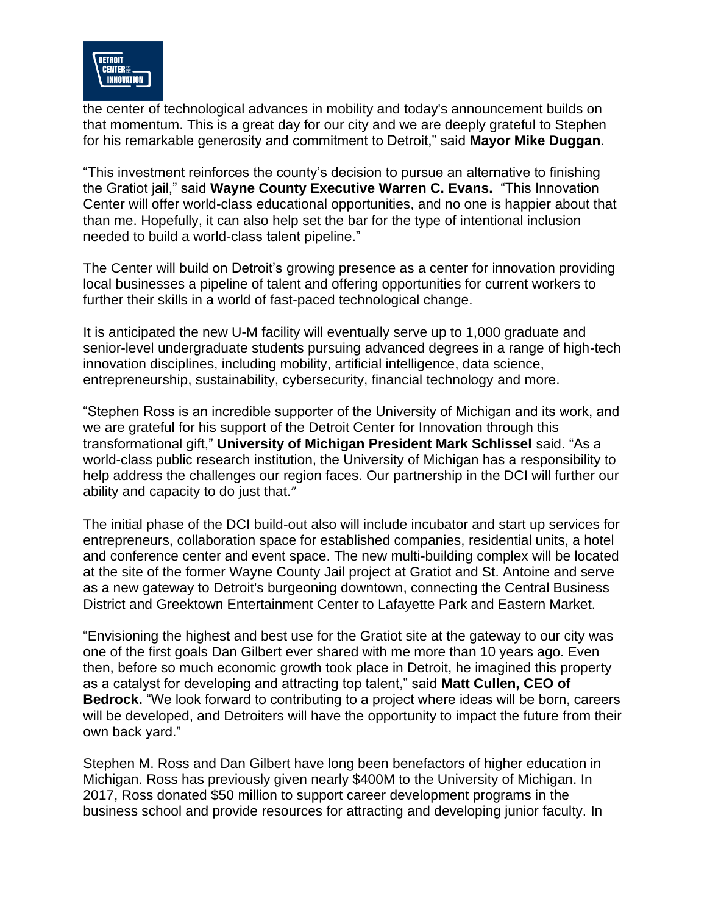the center of technological advances in mobility and today's announcement builds on that momentum. This is a great day for our city and we are deeply grateful to Stephen for his remarkable generosity and commitment to Detroit," said **Mayor Mike Duggan**.

"This investment reinforces the county's decision to pursue an alternative to finishing the Gratiot jail," said **Wayne County Executive Warren C. Evans.** "This Innovation Center will offer world-class educational opportunities, and no one is happier about that than me. Hopefully, it can also help set the bar for the type of intentional inclusion needed to build a world-class talent pipeline."

The Center will build on Detroit's growing presence as a center for innovation providing local businesses a pipeline of talent and offering opportunities for current workers to further their skills in a world of fast-paced technological change.

It is anticipated the new U-M facility will eventually serve up to 1,000 graduate and senior-level undergraduate students pursuing advanced degrees in a range of high-tech innovation disciplines, including mobility, artificial intelligence, data science, entrepreneurship, sustainability, cybersecurity, financial technology and more.

"Stephen Ross is an incredible supporter of the University of Michigan and its work, and we are grateful for his support of the Detroit Center for Innovation through this transformational gift," **University of Michigan President Mark Schlissel** said. "As a world-class public research institution, the University of Michigan has a responsibility to help address the challenges our region faces. Our partnership in the DCI will further our ability and capacity to do just that."

The initial phase of the DCI build-out also will include incubator and start up services for entrepreneurs, collaboration space for established companies, residential units, a hotel and conference center and event space. The new multi-building complex will be located at the site of the former Wayne County Jail project at Gratiot and St. Antoine and serve as a new gateway to Detroit's burgeoning downtown, connecting the Central Business District and Greektown Entertainment Center to Lafayette Park and Eastern Market.

"Envisioning the highest and best use for the Gratiot site at the gateway to our city was one of the first goals Dan Gilbert ever shared with me more than 10 years ago. Even then, before so much economic growth took place in Detroit, he imagined this property as a catalyst for developing and attracting top talent," said **Matt Cullen, CEO of Bedrock.** "We look forward to contributing to a project where ideas will be born, careers will be developed, and Detroiters will have the opportunity to impact the future from their own back yard."

Stephen M. Ross and Dan Gilbert have long been benefactors of higher education in Michigan. Ross has previously given nearly $400M to the University of Michigan. In 2017, Ross donated $50 million to support career development programs in the business school and provide resources for attracting and developing junior faculty. In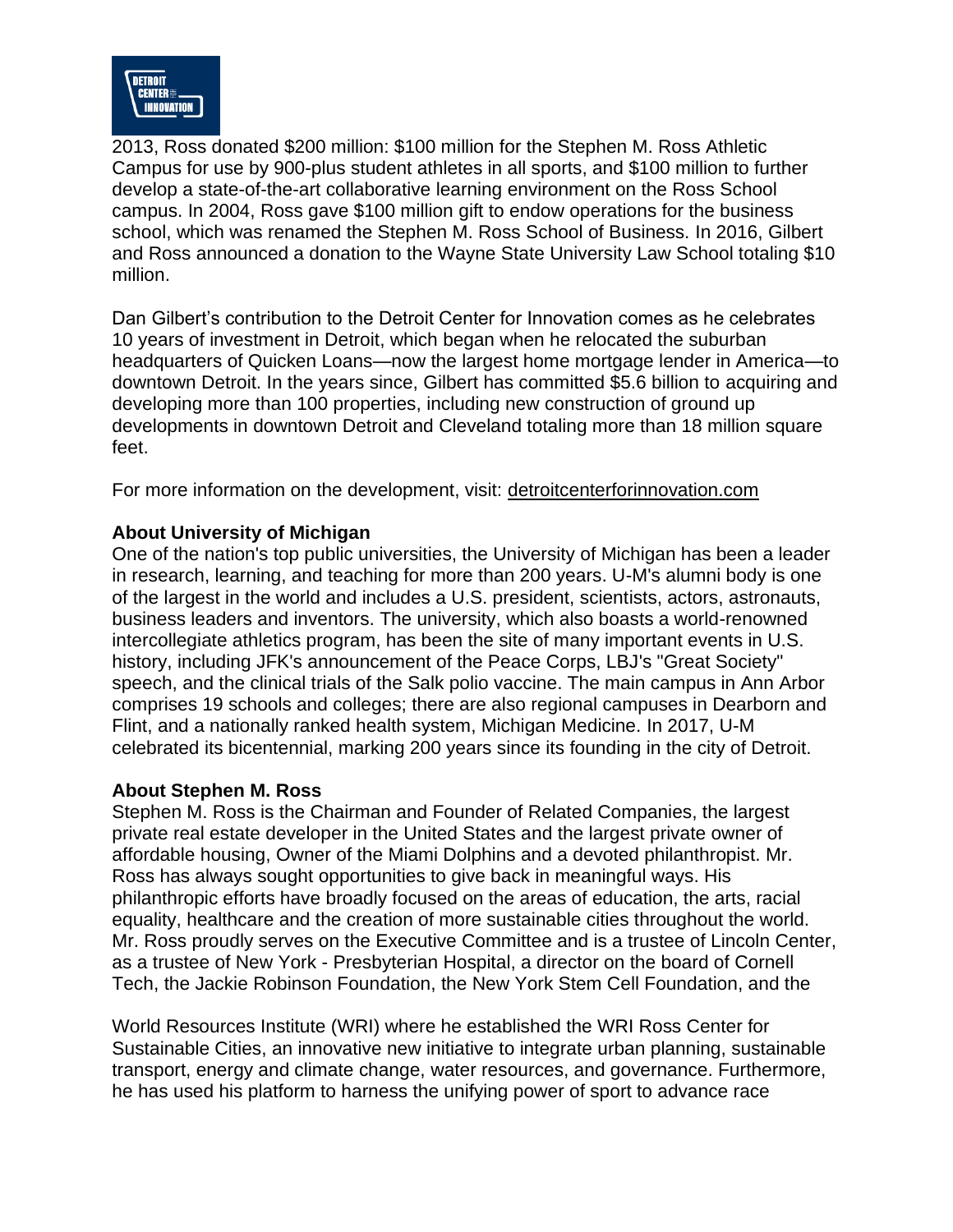2013, Ross donated $200 million: $100 million for the Stephen M. Ross Athletic Campus for use by 900-plus student athletes in all sports, and $100 million to further develop a state-of-the-art collaborative learning environment on the Ross School campus. In 2004, Ross gave $100 million gift to endow operations for the business school, which was renamed the Stephen M. Ross School of Business. In 2016, Gilbert and Ross announced a donation to the Wayne State University Law School totaling $10 million.

Dan Gilbert's contribution to the Detroit Center for Innovation comes as he celebrates 10 years of investment in Detroit, which began when he relocated the suburban headquarters of Quicken Loans—now the largest home mortgage lender in America—to downtown Detroit. In the years since, Gilbert has committed $5.6 billion to acquiring and developing more than 100 properties, including new construction of ground up developments in downtown Detroit and Cleveland totaling more than 18 million square feet.

For more information on the development, visit: detroitcenterforinnovation.com

**About University of Michigan**
One of the nation's top public universities, the University of Michigan has been a leader in research, learning, and teaching for more than 200 years. U-M's alumni body is one of the largest in the world and includes a U.S. president, scientists, actors, astronauts, business leaders and inventors. The university, which also boasts a world-renowned intercollegiate athletics program, has been the site of many important events in U.S. history, including JFK's announcement of the Peace Corps, LBJ's "Great Society" speech, and the clinical trials of the Salk polio vaccine. The main campus in Ann Arbor comprises 19 schools and colleges; there are also regional campuses in Dearborn and Flint, and a nationally ranked health system, Michigan Medicine. In 2017, U-M celebrated its bicentennial, marking 200 years since its founding in the city of Detroit.

**About Stephen M. Ross**
Stephen M. Ross is the Chairman and Founder of Related Companies, the largest private real estate developer in the United States and the largest private owner of affordable housing, Owner of the Miami Dolphins and a devoted philanthropist. Mr. Ross has always sought opportunities to give back in meaningful ways. His philanthropic efforts have broadly focused on the areas of education, the arts, racial equality, healthcare and the creation of more sustainable cities throughout the world. Mr. Ross proudly serves on the Executive Committee and is a trustee of Lincoln Center, as a trustee of New York - Presbyterian Hospital, a director on the board of Cornell Tech, the Jackie Robinson Foundation, the New York Stem Cell Foundation, and the

World Resources Institute (WRI) where he established the WRI Ross Center for Sustainable Cities, an innovative new initiative to integrate urban planning, sustainable transport, energy and climate change, water resources, and governance. Furthermore, he has used his platform to harness the unifying power of sport to advance race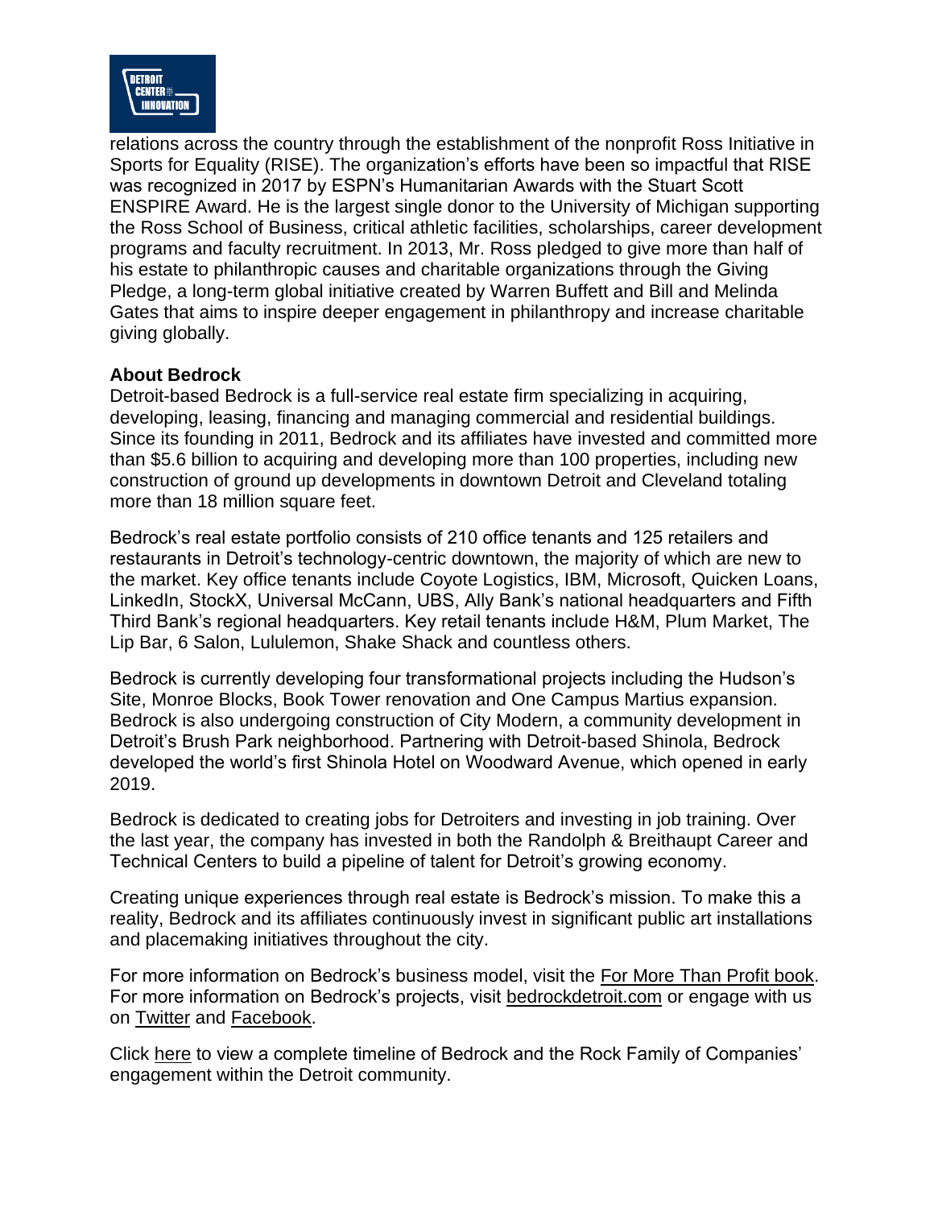relations across the country through the establishment of the nonprofit Ross Initiative in Sports for Equality (RISE). The organization's efforts have been so impactful that RISE was recognized in 2017 by ESPN's Humanitarian Awards with the Stuart Scott ENSPIRE Award. He is the largest single donor to the University of Michigan supporting the Ross School of Business, critical athletic facilities, scholarships, career development programs and faculty recruitment. In 2013, Mr. Ross pledged to give more than half of his estate to philanthropic causes and charitable organizations through the Giving Pledge, a long-term global initiative created by Warren Buffett and Bill and Melinda Gates that aims to inspire deeper engagement in philanthropy and increase charitable giving globally.

**About Bedrock**

Detroit-based Bedrock is a full-service real estate firm specializing in acquiring, developing, leasing, financing and managing commercial and residential buildings. Since its founding in 2011, Bedrock and its affiliates have invested and committed more than $5.6 billion to acquiring and developing more than 100 properties, including new construction of ground up developments in downtown Detroit and Cleveland totaling more than 18 million square feet.

Bedrock's real estate portfolio consists of 210 office tenants and 125 retailers and restaurants in Detroit's technology-centric downtown, the majority of which are new to the market. Key office tenants include Coyote Logistics, IBM, Microsoft, Quicken Loans, LinkedIn, StockX, Universal McCann, UBS, Ally Bank's national headquarters and Fifth Third Bank's regional headquarters. Key retail tenants include H&M, Plum Market, The Lip Bar, 6 Salon, Lululemon, Shake Shack and countless others.

Bedrock is currently developing four transformational projects including the Hudson's Site, Monroe Blocks, Book Tower renovation and One Campus Martius expansion. Bedrock is also undergoing construction of City Modern, a community development in Detroit's Brush Park neighborhood. Partnering with Detroit-based Shinola, Bedrock developed the world's first Shinola Hotel on Woodward Avenue, which opened in early 2019.

Bedrock is dedicated to creating jobs for Detroiters and investing in job training. Over the last year, the company has invested in both the Randolph & Breithaupt Career and Technical Centers to build a pipeline of talent for Detroit's growing economy.

Creating unique experiences through real estate is Bedrock's mission. To make this a reality, Bedrock and its affiliates continuously invest in significant public art installations and placemaking initiatives throughout the city.

For more information on Bedrock's business model, visit the For More Than Profit book. For more information on Bedrock's projects, visit bedrockdetroit.com or engage with us on Twitter and Facebook.

Click here to view a complete timeline of Bedrock and the Rock Family of Companies' engagement within the Detroit community.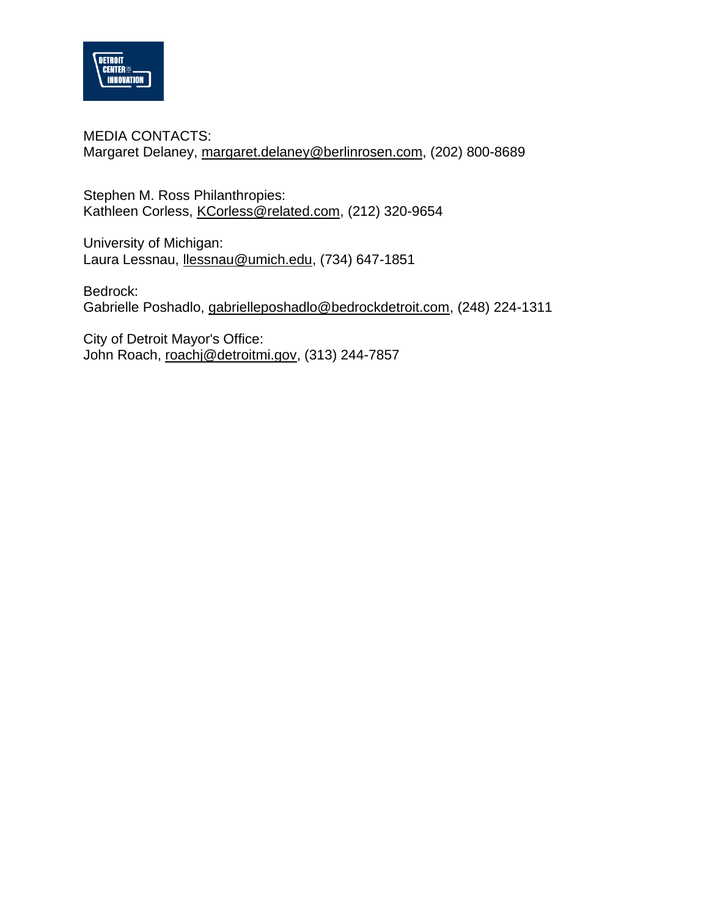MEDIA CONTACTS:
Margaret Delaney, margaret.delaney@berlinrosen.com, (202) 800-8689

Stephen M. Ross Philanthropies:
Kathleen Corless, KCorless@related.com, (212) 320-9654

University of Michigan:
Laura Lessnau, llessnau@umich.edu, (734) 647-1851

Bedrock:
Gabrielle Poshadlo, gabrielleposhadlo@bedrockdetroit.com, (248) 224-1311

City of Detroit Mayor's Office:
John Roach, roachj@detroitmi.gov, (313) 244-7857